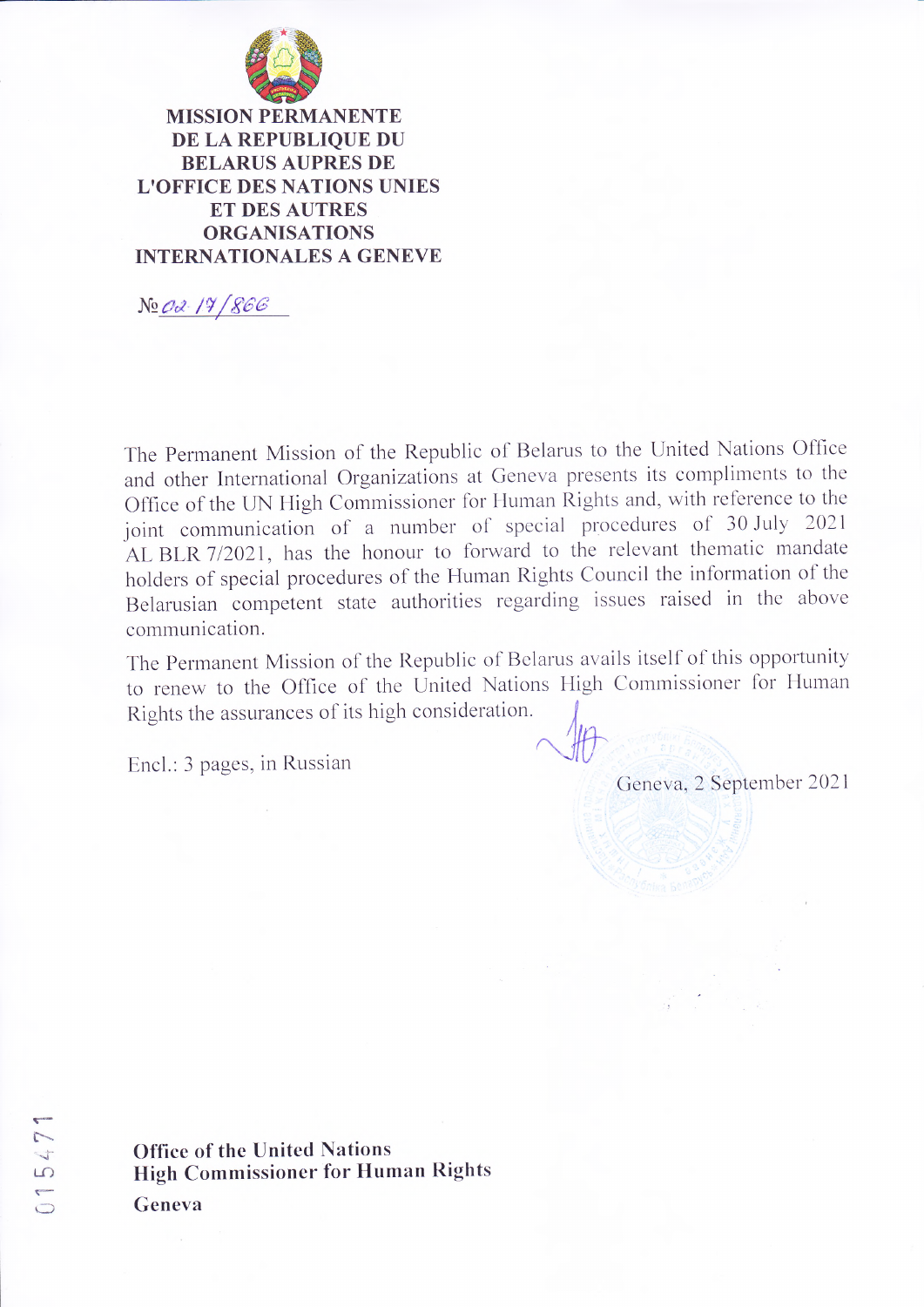**MISSION PERMANENTE DE LA REPUBLIQUE DU BELARUS AUPRES DE L'OFFICE DES NATIONS UNIES ET DES AUTRES ORGANISATIONS INTERNATIONALES A GENEVE**

№ 02-17/866

The Permanent Mission of the Republic of Belarus to the United Nations Office and other International Organizations at Geneva presents its compliments to the Office of the UN High Commissioner for Human Rights and, with reference to the joint communication of a number of special procedures of 30 July 2021 AL BLR 7/2021, has the honour to forward to the relevant thematic mandate holders of special procedures of the Human Rights Council the information of the Belarusian competent state authorities regarding issues raised in the above communication.

The Permanent Mission of the Republic of Belarus avails itself of this opportunity to renew to the Office of the United Nations High Commissioner for Human Rights the assurances of its high consideration.

Encl.: 3 pages, in Russian

Geneva, 2 September 2021

015471

**Office of the United Nations High Commissioner for Human Rights**

**Geneva**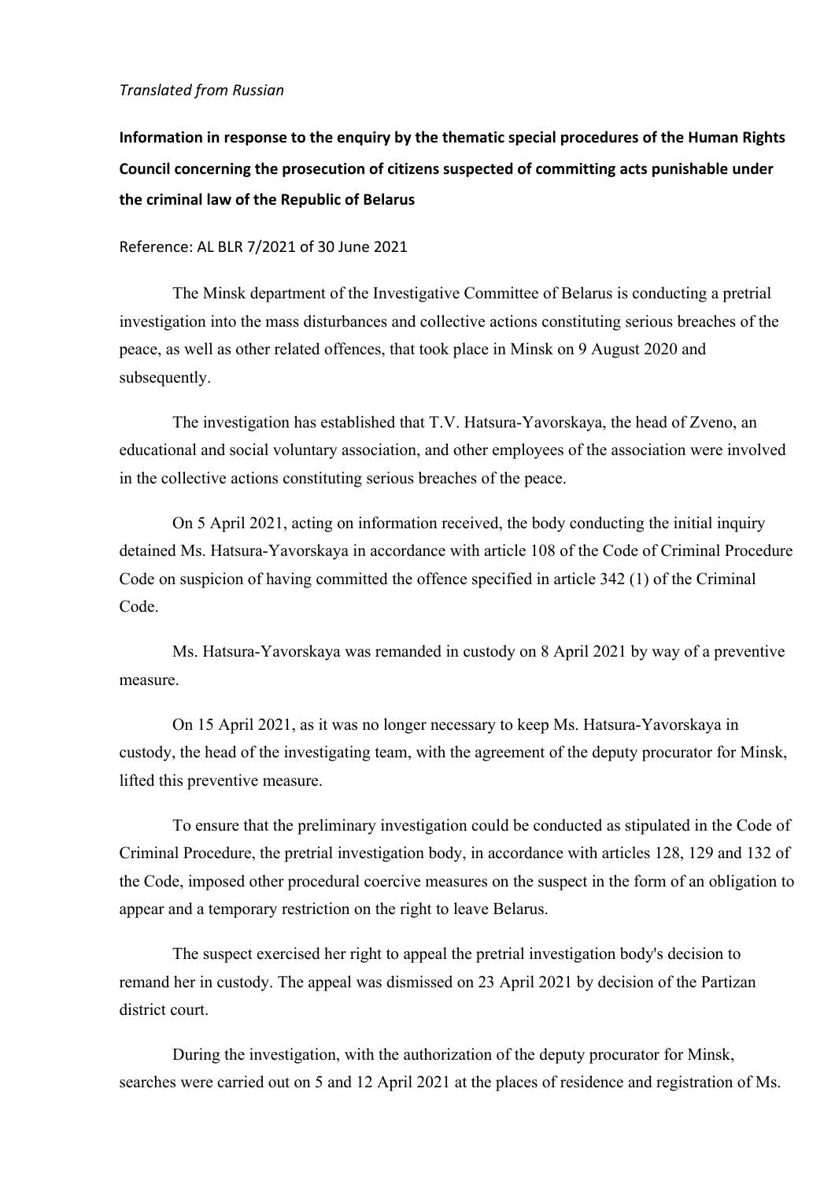*Translated from Russian*

**Information in response to the enquiry by the thematic special procedures of the Human Rights Council concerning the prosecution of citizens suspected of committing acts punishable under the criminal law of the Republic of Belarus**

Reference: AL BLR 7/2021 of 30 June 2021

The Minsk department of the Investigative Committee of Belarus is conducting a pretrial investigation into the mass disturbances and collective actions constituting serious breaches of the peace, as well as other related offences, that took place in Minsk on 9 August 2020 and subsequently.

The investigation has established that T.V. Hatsura-Yavorskaya, the head of Zveno, an educational and social voluntary association, and other employees of the association were involved in the collective actions constituting serious breaches of the peace.

On 5 April 2021, acting on information received, the body conducting the initial inquiry detained Ms. Hatsura-Yavorskaya in accordance with article 108 of the Code of Criminal Procedure Code on suspicion of having committed the offence specified in article 342 (1) of the Criminal Code.

Ms. Hatsura-Yavorskaya was remanded in custody on 8 April 2021 by way of a preventive measure.

On 15 April 2021, as it was no longer necessary to keep Ms. Hatsura-Yavorskaya in custody, the head of the investigating team, with the agreement of the deputy procurator for Minsk, lifted this preventive measure.

To ensure that the preliminary investigation could be conducted as stipulated in the Code of Criminal Procedure, the pretrial investigation body, in accordance with articles 128, 129 and 132 of the Code, imposed other procedural coercive measures on the suspect in the form of an obligation to appear and a temporary restriction on the right to leave Belarus.

The suspect exercised her right to appeal the pretrial investigation body's decision to remand her in custody. The appeal was dismissed on 23 April 2021 by decision of the Partizan district court.

During the investigation, with the authorization of the deputy procurator for Minsk, searches were carried out on 5 and 12 April 2021 at the places of residence and registration of Ms.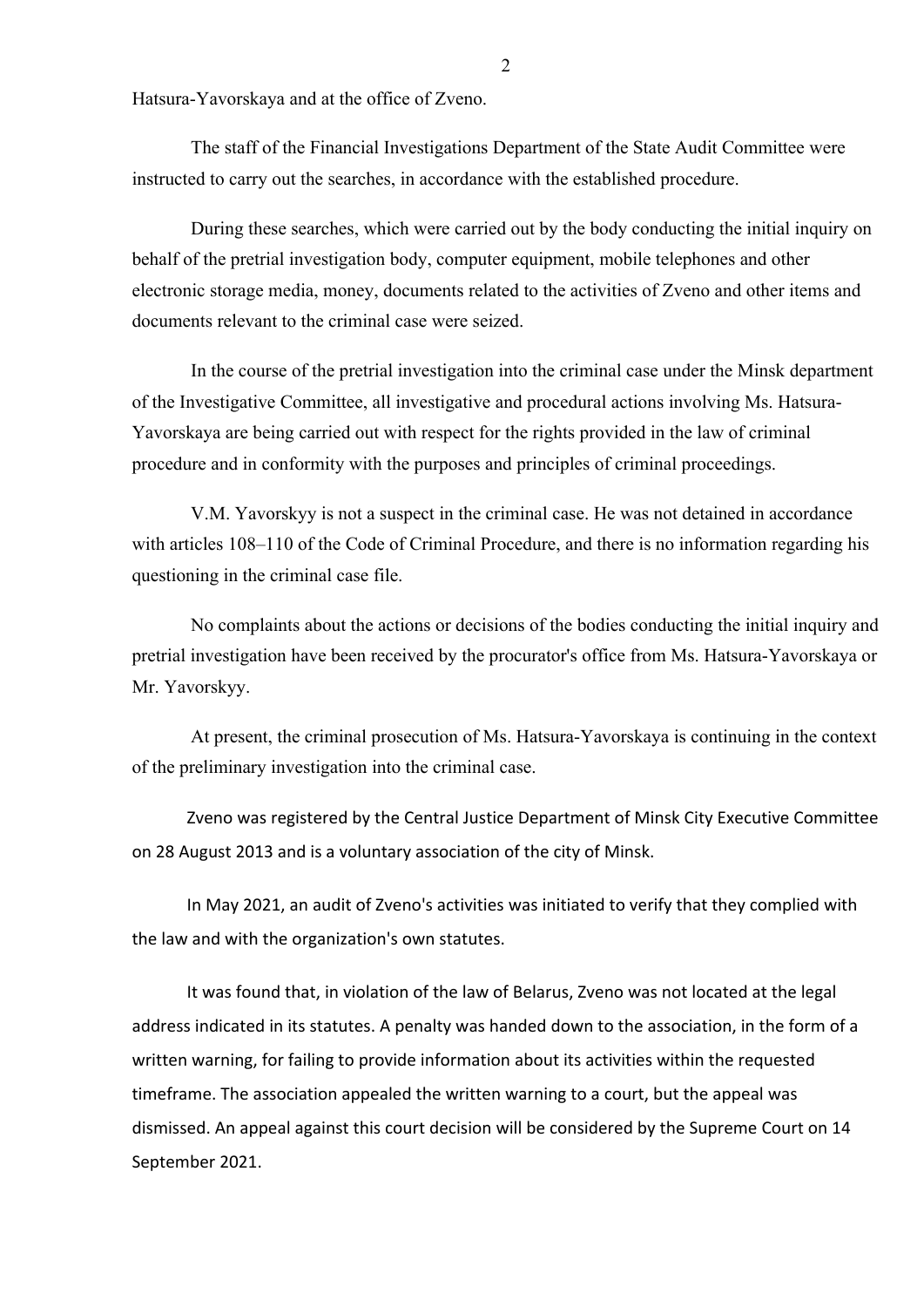Hatsura-Yavorskaya and at the office of Zveno.

The staff of the Financial Investigations Department of the State Audit Committee were instructed to carry out the searches, in accordance with the established procedure.

During these searches, which were carried out by the body conducting the initial inquiry on behalf of the pretrial investigation body, computer equipment, mobile telephones and other electronic storage media, money, documents related to the activities of Zveno and other items and documents relevant to the criminal case were seized.

In the course of the pretrial investigation into the criminal case under the Minsk department of the Investigative Committee, all investigative and procedural actions involving Ms. Hatsura-Yavorskaya are being carried out with respect for the rights provided in the law of criminal procedure and in conformity with the purposes and principles of criminal proceedings.

V.M. Yavorskyy is not a suspect in the criminal case. He was not detained in accordance with articles 108–110 of the Code of Criminal Procedure, and there is no information regarding his questioning in the criminal case file.

No complaints about the actions or decisions of the bodies conducting the initial inquiry and pretrial investigation have been received by the procurator's office from Ms. Hatsura-Yavorskaya or Mr. Yavorskyy.

At present, the criminal prosecution of Ms. Hatsura-Yavorskaya is continuing in the context of the preliminary investigation into the criminal case.

Zveno was registered by the Central Justice Department of Minsk City Executive Committee on 28 August 2013 and is a voluntary association of the city of Minsk.

In May 2021, an audit of Zveno's activities was initiated to verify that they complied with the law and with the organization's own statutes.

It was found that, in violation of the law of Belarus, Zveno was not located at the legal address indicated in its statutes. A penalty was handed down to the association, in the form of a written warning, for failing to provide information about its activities within the requested timeframe. The association appealed the written warning to a court, but the appeal was dismissed. An appeal against this court decision will be considered by the Supreme Court on 14 September 2021.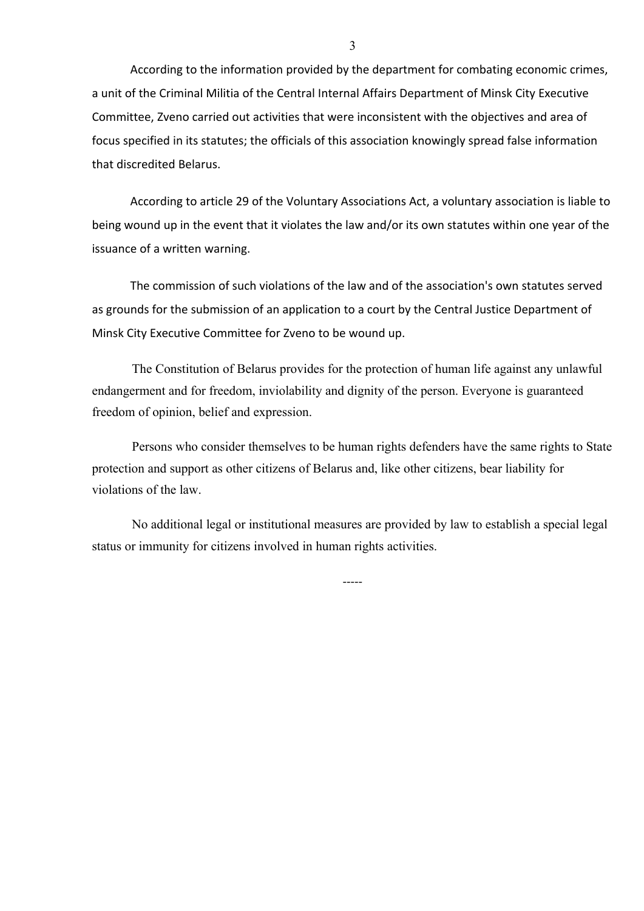According to the information provided by the department for combating economic crimes, a unit of the Criminal Militia of the Central Internal Affairs Department of Minsk City Executive Committee, Zveno carried out activities that were inconsistent with the objectives and area of focus specified in its statutes; the officials of this association knowingly spread false information that discredited Belarus.

According to article 29 of the Voluntary Associations Act, a voluntary association is liable to being wound up in the event that it violates the law and/or its own statutes within one year of the issuance of a written warning.

The commission of such violations of the law and of the association's own statutes served as grounds for the submission of an application to a court by the Central Justice Department of Minsk City Executive Committee for Zveno to be wound up.

The Constitution of Belarus provides for the protection of human life against any unlawful endangerment and for freedom, inviolability and dignity of the person. Everyone is guaranteed freedom of opinion, belief and expression.

Persons who consider themselves to be human rights defenders have the same rights to State protection and support as other citizens of Belarus and, like other citizens, bear liability for violations of the law.

No additional legal or institutional measures are provided by law to establish a special legal status or immunity for citizens involved in human rights activities.

-----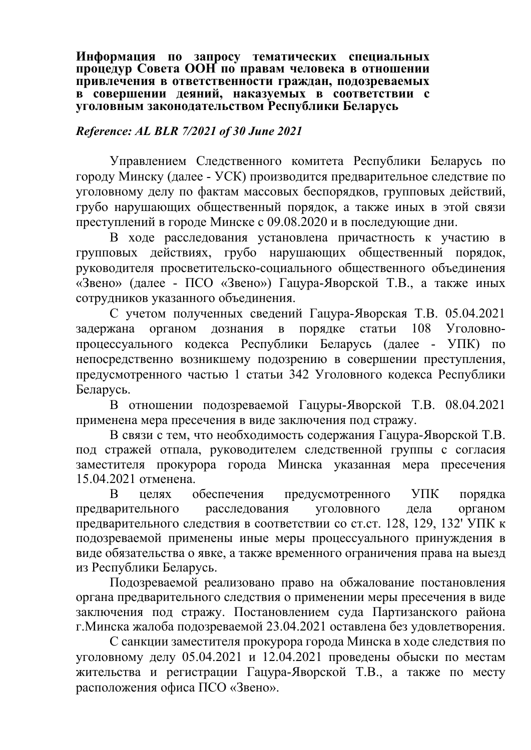**Информация по запросу тематических специальных процедур Совета ООН по правам человека в отношении привлечения в ответственности граждан, подозреваемых в совершении деяний, наказуемых в соответствии с уголовным законодательством Республики Беларусь**

***Reference: AL BLR 7/2021 of 30 June 2021***

Управлением Следственного комитета Республики Беларусь по городу Минску (далее - УСК) производится предварительное следствие по уголовному делу по фактам массовых беспорядков, групповых действий, грубо нарушающих общественный порядок, а также иных в этой связи преступлений в городе Минске с 09.08.2020 и в последующие дни.

В ходе расследования установлена причастность к участию в групповых действиях, грубо нарушающих общественный порядок, руководителя просветительско-социального общественного объединения «Звено» (далее - ПСО «Звено») Гацура-Яворской Т.В., а также иных сотрудников указанного объединения.

С учетом полученных сведений Гацура-Яворская Т.В. 05.04.2021 задержана органом дознания в порядке статьи 108 Уголовно-процессуального кодекса Республики Беларусь (далее - УПК) по непосредственно возникшему подозрению в совершении преступления, предусмотренного частью 1 статьи 342 Уголовного кодекса Республики Беларусь.

В отношении подозреваемой Гацуры-Яворской Т.В. 08.04.2021 применена мера пресечения в виде заключения под стражу.

В связи с тем, что необходимость содержания Гацура-Яворской Т.В. под стражей отпала, руководителем следственной группы с согласия заместителя прокурора города Минска указанная мера пресечения 15.04.2021 отменена.

В целях обеспечения предусмотренного УПК порядка предварительного расследования уголовного дела органом предварительного следствия в соответствии со ст.ст. 128, 129, 132' УПК к подозреваемой применены иные меры процессуального принуждения в виде обязательства о явке, а также временного ограничения права на выезд из Республики Беларусь.

Подозреваемой реализовано право на обжалование постановления органа предварительного следствия о применении меры пресечения в виде заключения под стражу. Постановлением суда Партизанского района г.Минска жалоба подозреваемой 23.04.2021 оставлена без удовлетворения.

С санкции заместителя прокурора города Минска в ходе следствия по уголовному делу 05.04.2021 и 12.04.2021 проведены обыски по местам жительства и регистрации Гацура-Яворской Т.В., а также по месту расположения офиса ПСО «Звено».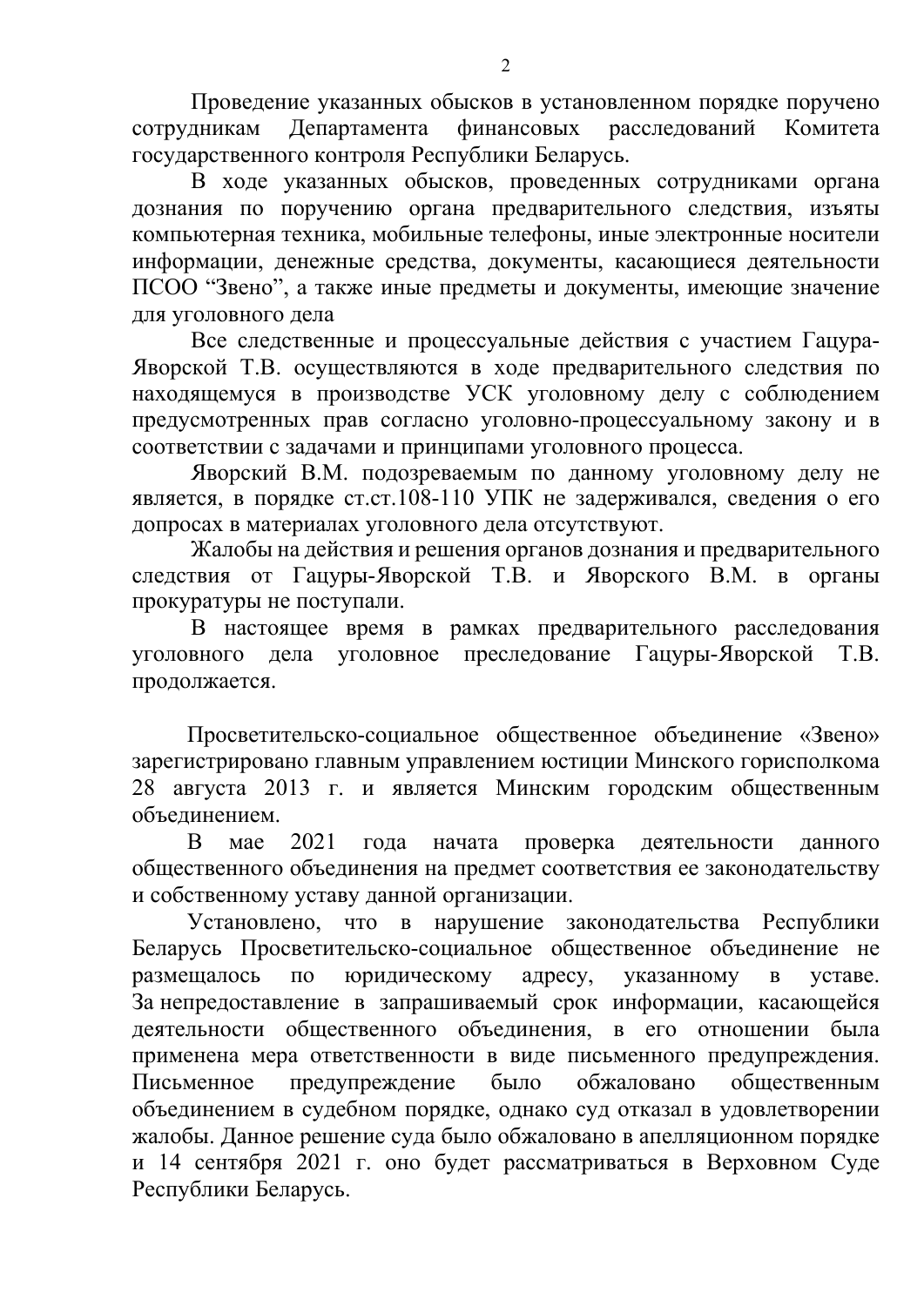Проведение указанных обысков в установленном порядке поручено сотрудникам Департамента финансовых расследований Комитета государственного контроля Республики Беларусь.

В ходе указанных обысков, проведенных сотрудниками органа дознания по поручению органа предварительного следствия, изъяты компьютерная техника, мобильные телефоны, иные электронные носители информации, денежные средства, документы, касающиеся деятельности ПСОО "Звено", а также иные предметы и документы, имеющие значение для уголовного дела

Все следственные и процессуальные действия с участием Гацура-Яворской Т.В. осуществляются в ходе предварительного следствия по находящемуся в производстве УСК уголовному делу с соблюдением предусмотренных прав согласно уголовно-процессуальному закону и в соответствии с задачами и принципами уголовного процесса.

Яворский В.М. подозреваемым по данному уголовному делу не является, в порядке ст.ст.108-110 УПК не задерживался, сведения о его допросах в материалах уголовного дела отсутствуют.

Жалобы на действия и решения органов дознания и предварительного следствия от Гацуры-Яворской Т.В. и Яворского В.М. в органы прокуратуры не поступали.

В настоящее время в рамках предварительного расследования уголовного дела уголовное преследование Гацуры-Яворской Т.В. продолжается.

Просветительско-социальное общественное объединение «Звено» зарегистрировано главным управлением юстиции Минского горисполкома 28 августа 2013 г. и является Минским городским общественным объединением.

В мае 2021 года начата проверка деятельности данного общественного объединения на предмет соответствия ее законодательству и собственному уставу данной организации.

Установлено, что в нарушение законодательства Республики Беларусь Просветительско-социальное общественное объединение не размещалось по юридическому адресу, указанному в уставе. За непредоставление в запрашиваемый срок информации, касающейся деятельности общественного объединения, в его отношении была применена мера ответственности в виде письменного предупреждения. Письменное предупреждение было обжаловано общественным объединением в судебном порядке, однако суд отказал в удовлетворении жалобы. Данное решение суда было обжаловано в апелляционном порядке и 14 сентября 2021 г. оно будет рассматриваться в Верховном Суде Республики Беларусь.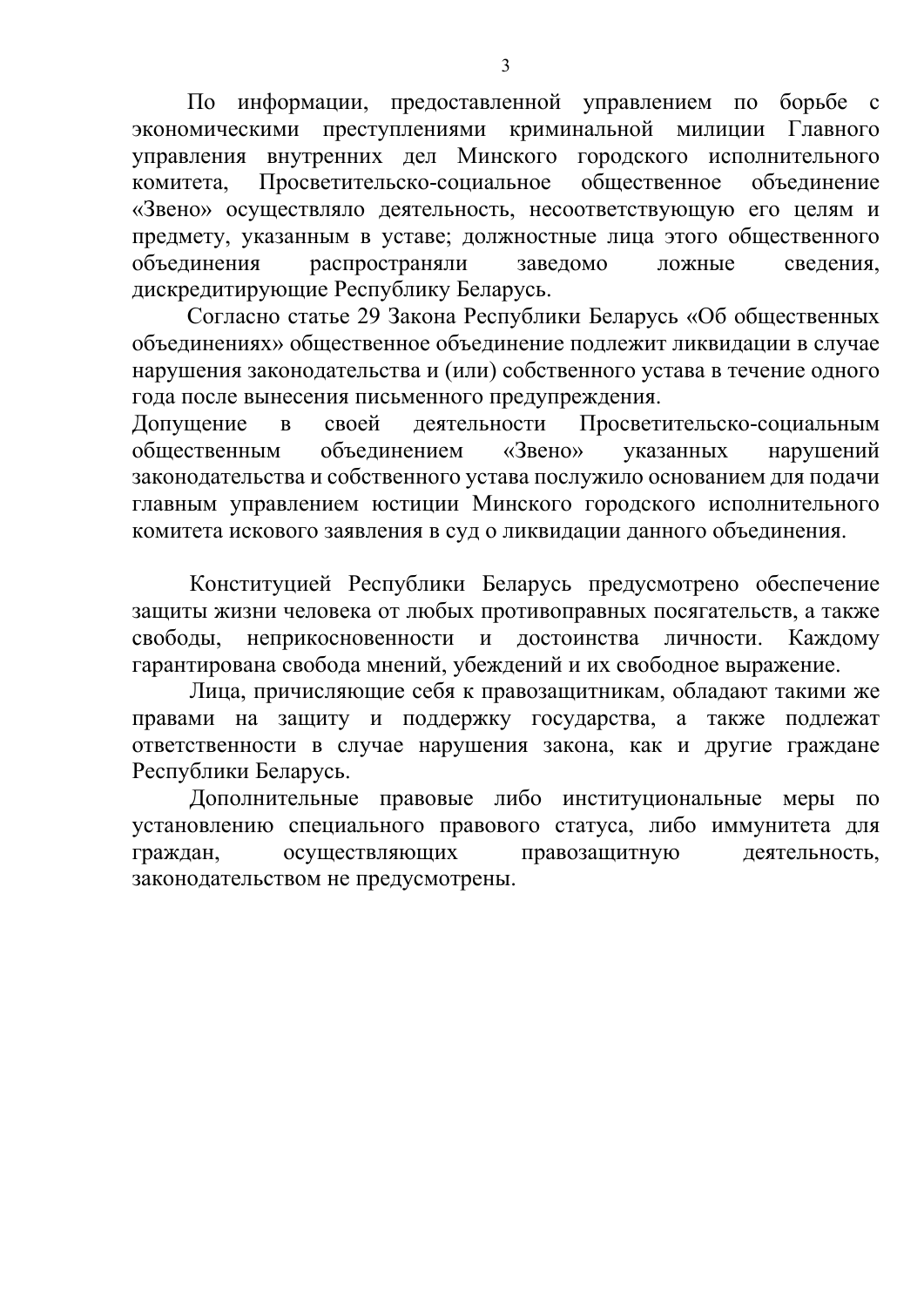По информации, предоставленной управлением по борьбе с экономическими преступлениями криминальной милиции Главного управления внутренних дел Минского городского исполнительного комитета, Просветительско-социальное общественное объединение «Звено» осуществляло деятельность, несоответствующую его целям и предмету, указанным в уставе; должностные лица этого общественного объединения распространяли заведомо ложные сведения, дискредитирующие Республику Беларусь.

Согласно статье 29 Закона Республики Беларусь «Об общественных объединениях» общественное объединение подлежит ликвидации в случае нарушения законодательства и (или) собственного устава в течение одного года после вынесения письменного предупреждения.

Допущение в своей деятельности Просветительско-социальным общественным объединением «Звено» указанных нарушений законодательства и собственного устава послужило основанием для подачи главным управлением юстиции Минского городского исполнительного комитета искового заявления в суд о ликвидации данного объединения.

Конституцией Республики Беларусь предусмотрено обеспечение защиты жизни человека от любых противоправных посягательств, а также свободы, неприкосновенности и достоинства личности. Каждому гарантирована свобода мнений, убеждений и их свободное выражение.

Лица, причисляющие себя к правозащитникам, обладают такими же правами на защиту и поддержку государства, а также подлежат ответственности в случае нарушения закона, как и другие граждане Республики Беларусь.

Дополнительные правовые либо институциональные меры по установлению специального правового статуса, либо иммунитета для граждан, осуществляющих правозащитную деятельность, законодательством не предусмотрены.